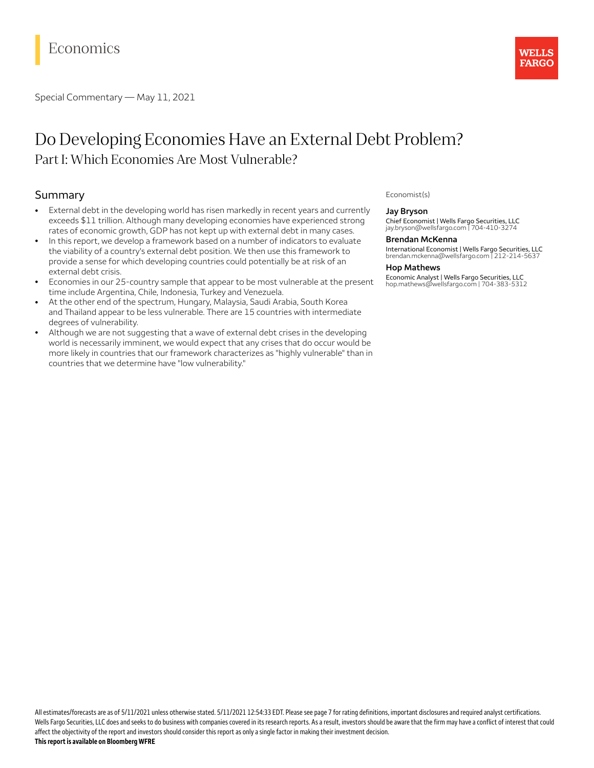Economics

Special Commentary — May 11, 2021

# Do Developing Economies Have an External Debt Problem?

## Part I: Which Economies Are Most Vulnerable?

## Summary

- External debt in the developing world has risen markedly in recent years and currently exceeds $11 trillion. Although many developing economies have experienced strong rates of economic growth, GDP has not kept up with external debt in many cases.
- In this report, we develop a framework based on a number of indicators to evaluate the viability of a country's external debt position. We then use this framework to provide a sense for which developing countries could potentially be at risk of an external debt crisis.
- Economies in our 25-country sample that appear to be most vulnerable at the present time include Argentina, Chile, Indonesia, Turkey and Venezuela.
- At the other end of the spectrum, Hungary, Malaysia, Saudi Arabia, South Korea and Thailand appear to be less vulnerable. There are 15 countries with intermediate degrees of vulnerability.
- Although we are not suggesting that a wave of external debt crises in the developing world is necessarily imminent, we would expect that any crises that do occur would be more likely in countries that our framework characterizes as "highly vulnerable" than in countries that we determine have "low vulnerability."

Economist(s)

**Jay Bryson**
Chief Economist | Wells Fargo Securities, LLC
jay.bryson@wellsfargo.com | 704-410-3274

**Brendan McKenna**
International Economist | Wells Fargo Securities, LLC
brendan.mckenna@wellsfargo.com | 212-214-5637

**Hop Mathews**
Economic Analyst | Wells Fargo Securities, LLC
hop.mathews@wellsfargo.com | 704-383-5312

All estimates/forecasts are as of 5/11/2021 unless otherwise stated. 5/11/2021 12:54:33 EDT. Please see page 7 for rating definitions, important disclosures and required analyst certifications. Wells Fargo Securities, LLC does and seeks to do business with companies covered in its research reports. As a result, investors should be aware that the firm may have a conflict of interest that could affect the objectivity of the report and investors should consider this report as only a single factor in making their investment decision.

**This report is available on Bloomberg WFRE**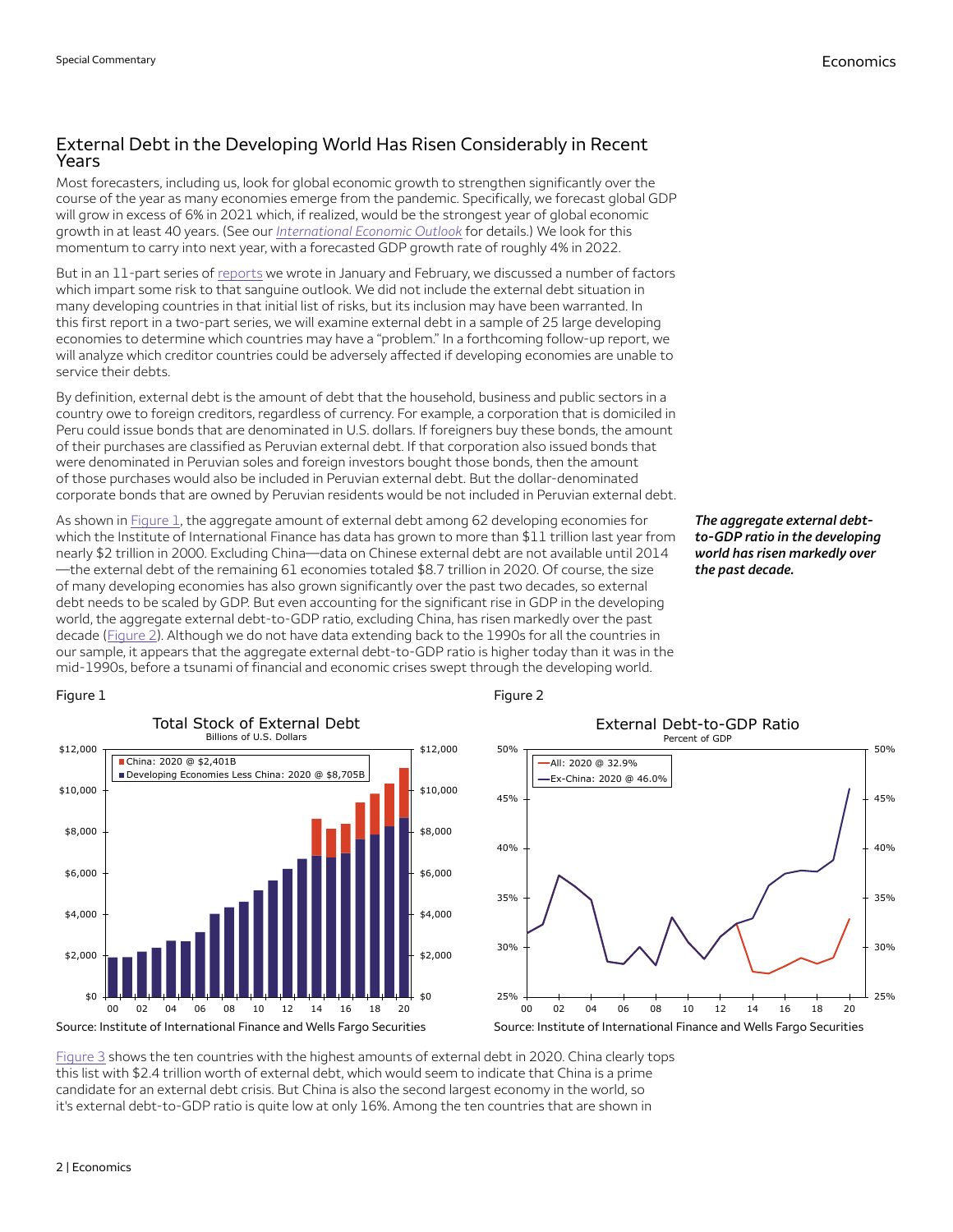## External Debt in the Developing World Has Risen Considerably in Recent Years

Most forecasters, including us, look for global economic growth to strengthen significantly over the course of the year as many economies emerge from the pandemic. Specifically, we forecast global GDP will grow in excess of 6% in 2021 which, if realized, would be the strongest year of global economic growth in at least 40 years. (See our *International Economic Outlook* for details.) We look for this momentum to carry into next year, with a forecasted GDP growth rate of roughly 4% in 2022.

But in an 11-part series of reports we wrote in January and February, we discussed a number of factors which impart some risk to that sanguine outlook. We did not include the external debt situation in many developing countries in that initial list of risks, but its inclusion may have been warranted. In this first report in a two-part series, we will examine external debt in a sample of 25 large developing economies to determine which countries may have a "problem." In a forthcoming follow-up report, we will analyze which creditor countries could be adversely affected if developing economies are unable to service their debts.

By definition, external debt is the amount of debt that the household, business and public sectors in a country owe to foreign creditors, regardless of currency. For example, a corporation that is domiciled in Peru could issue bonds that are denominated in U.S. dollars. If foreigners buy these bonds, the amount of their purchases are classified as Peruvian external debt. If that corporation also issued bonds that were denominated in Peruvian soles and foreign investors bought those bonds, then the amount of those purchases would also be included in Peruvian external debt. But the dollar-denominated corporate bonds that are owned by Peruvian residents would be not included in Peruvian external debt.

***The aggregate external debt-to-GDP ratio in the developing world has risen markedly over the past decade.***

As shown in Figure 1, the aggregate amount of external debt among 62 developing economies for which the Institute of International Finance has data has grown to more than $11 trillion last year from nearly $2 trillion in 2000. Excluding China—data on Chinese external debt are not available until 2014—the external debt of the remaining 61 economies totaled $8.7 trillion in 2020. Of course, the size of many developing economies has also grown significantly over the past two decades, so external debt needs to be scaled by GDP. But even accounting for the significant rise in GDP in the developing world, the aggregate external debt-to-GDP ratio, excluding China, has risen markedly over the past decade (Figure 2). Although we do not have data extending back to the 1990s for all the countries in our sample, it appears that the aggregate external debt-to-GDP ratio is higher today than it was in the mid-1990s, before a tsunami of financial and economic crises swept through the developing world.

Figure 1

Total Stock of External Debt
Billions of U.S. Dollars

China: 2020 @ $2,401B
Developing Economies Less China: 2020 @ $8,705B

Source: Institute of International Finance and Wells Fargo Securities

Figure 2

External Debt-to-GDP Ratio
Percent of GDP

All: 2020 @ 32.9%
Ex-China: 2020 @ 46.0%

Source: Institute of International Finance and Wells Fargo Securities

Figure 3 shows the ten countries with the highest amounts of external debt in 2020. China clearly tops this list with $2.4 trillion worth of external debt, which would seem to indicate that China is a prime candidate for an external debt crisis. But China is also the second largest economy in the world, so it's external debt-to-GDP ratio is quite low at only 16%. Among the ten countries that are shown in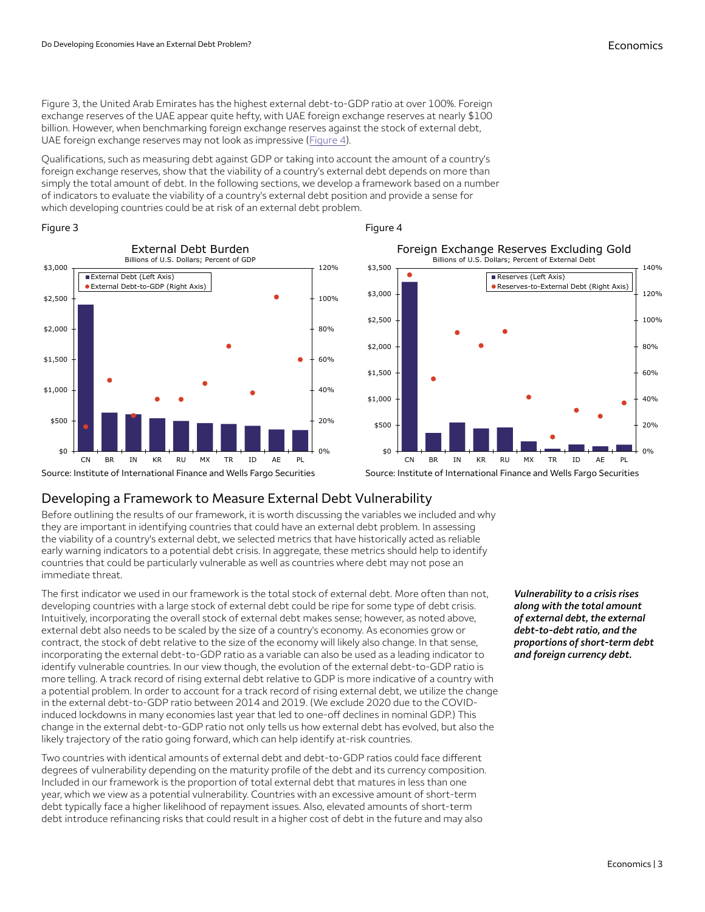Figure 3, the United Arab Emirates has the highest external debt-to-GDP ratio at over 100%. Foreign exchange reserves of the UAE appear quite hefty, with UAE foreign exchange reserves at nearly $100 billion. However, when benchmarking foreign exchange reserves against the stock of external debt, UAE foreign exchange reserves may not look as impressive (Figure 4).

Qualifications, such as measuring debt against GDP or taking into account the amount of a country's foreign exchange reserves, show that the viability of a country's external debt depends on more than simply the total amount of debt. In the following sections, we develop a framework based on a number of indicators to evaluate the viability of a country's external debt position and provide a sense for which developing countries could be at risk of an external debt problem.

Figure 3

External Debt Burden

Billions of U.S. Dollars; Percent of GDP

Source: Institute of International Finance and Wells Fargo Securities

Figure 4

Foreign Exchange Reserves Excluding Gold

Billions of U.S. Dollars; Percent of External Debt

Source: Institute of International Finance and Wells Fargo Securities

## Developing a Framework to Measure External Debt Vulnerability

Before outlining the results of our framework, it is worth discussing the variables we included and why they are important in identifying countries that could have an external debt problem. In assessing the viability of a country's external debt, we selected metrics that have historically acted as reliable early warning indicators to a potential debt crisis. In aggregate, these metrics should help to identify countries that could be particularly vulnerable as well as countries where debt may not pose an immediate threat.

***Vulnerability to a crisis rises along with the total amount of external debt, the external debt-to-debt ratio, and the proportions of short-term debt and foreign currency debt.***

The first indicator we used in our framework is the total stock of external debt. More often than not, developing countries with a large stock of external debt could be ripe for some type of debt crisis. Intuitively, incorporating the overall stock of external debt makes sense; however, as noted above, external debt also needs to be scaled by the size of a country's economy. As economies grow or contract, the stock of debt relative to the size of the economy will likely also change. In that sense, incorporating the external debt-to-GDP ratio as a variable can also be used as a leading indicator to identify vulnerable countries. In our view though, the evolution of the external debt-to-GDP ratio is more telling. A track record of rising external debt relative to GDP is more indicative of a country with a potential problem. In order to account for a track record of rising external debt, we utilize the change in the external debt-to-GDP ratio between 2014 and 2019. (We exclude 2020 due to the COVID-induced lockdowns in many economies last year that led to one-off declines in nominal GDP.) This change in the external debt-to-GDP ratio not only tells us how external debt has evolved, but also the likely trajectory of the ratio going forward, which can help identify at-risk countries.

Two countries with identical amounts of external debt and debt-to-GDP ratios could face different degrees of vulnerability depending on the maturity profile of the debt and its currency composition. Included in our framework is the proportion of total external debt that matures in less than one year, which we view as a potential vulnerability. Countries with an excessive amount of short-term debt typically face a higher likelihood of repayment issues. Also, elevated amounts of short-term debt introduce refinancing risks that could result in a higher cost of debt in the future and may also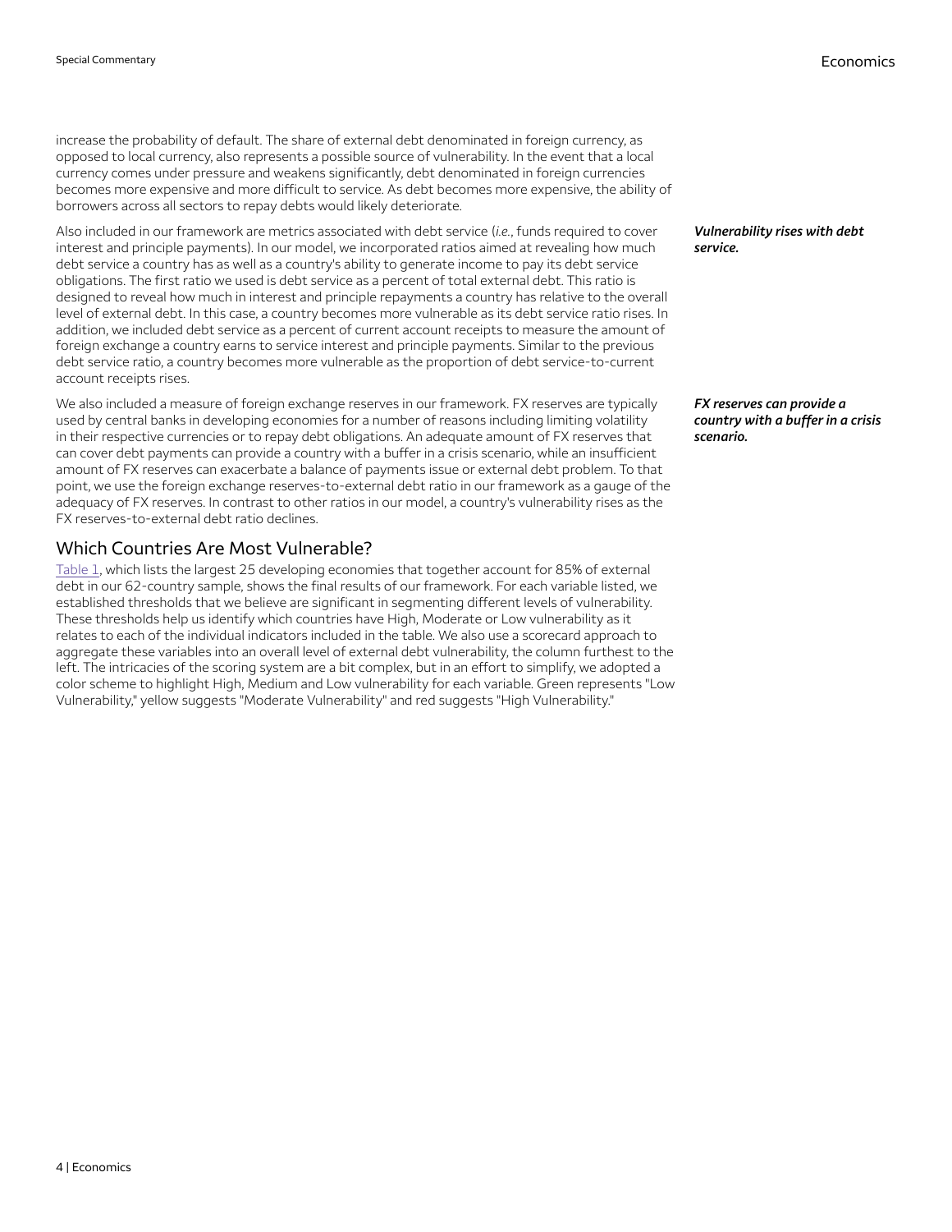increase the probability of default. The share of external debt denominated in foreign currency, as opposed to local currency, also represents a possible source of vulnerability. In the event that a local currency comes under pressure and weakens significantly, debt denominated in foreign currencies becomes more expensive and more difficult to service. As debt becomes more expensive, the ability of borrowers across all sectors to repay debts would likely deteriorate.

***Vulnerability rises with debt service.***

Also included in our framework are metrics associated with debt service (*i.e.*, funds required to cover interest and principle payments). In our model, we incorporated ratios aimed at revealing how much debt service a country has as well as a country's ability to generate income to pay its debt service obligations. The first ratio we used is debt service as a percent of total external debt. This ratio is designed to reveal how much in interest and principle repayments a country has relative to the overall level of external debt. In this case, a country becomes more vulnerable as its debt service ratio rises. In addition, we included debt service as a percent of current account receipts to measure the amount of foreign exchange a country earns to service interest and principle payments. Similar to the previous debt service ratio, a country becomes more vulnerable as the proportion of debt service-to-current account receipts rises.

***FX reserves can provide a country with a buffer in a crisis scenario.***

We also included a measure of foreign exchange reserves in our framework. FX reserves are typically used by central banks in developing economies for a number of reasons including limiting volatility in their respective currencies or to repay debt obligations. An adequate amount of FX reserves that can cover debt payments can provide a country with a buffer in a crisis scenario, while an insufficient amount of FX reserves can exacerbate a balance of payments issue or external debt problem. To that point, we use the foreign exchange reserves-to-external debt ratio in our framework as a gauge of the adequacy of FX reserves. In contrast to other ratios in our model, a country's vulnerability rises as the FX reserves-to-external debt ratio declines.

## Which Countries Are Most Vulnerable?

Table 1, which lists the largest 25 developing economies that together account for 85% of external debt in our 62-country sample, shows the final results of our framework. For each variable listed, we established thresholds that we believe are significant in segmenting different levels of vulnerability. These thresholds help us identify which countries have High, Moderate or Low vulnerability as it relates to each of the individual indicators included in the table. We also use a scorecard approach to aggregate these variables into an overall level of external debt vulnerability, the column furthest to the left. The intricacies of the scoring system are a bit complex, but in an effort to simplify, we adopted a color scheme to highlight High, Medium and Low vulnerability for each variable. Green represents "Low Vulnerability," yellow suggests "Moderate Vulnerability" and red suggests "High Vulnerability."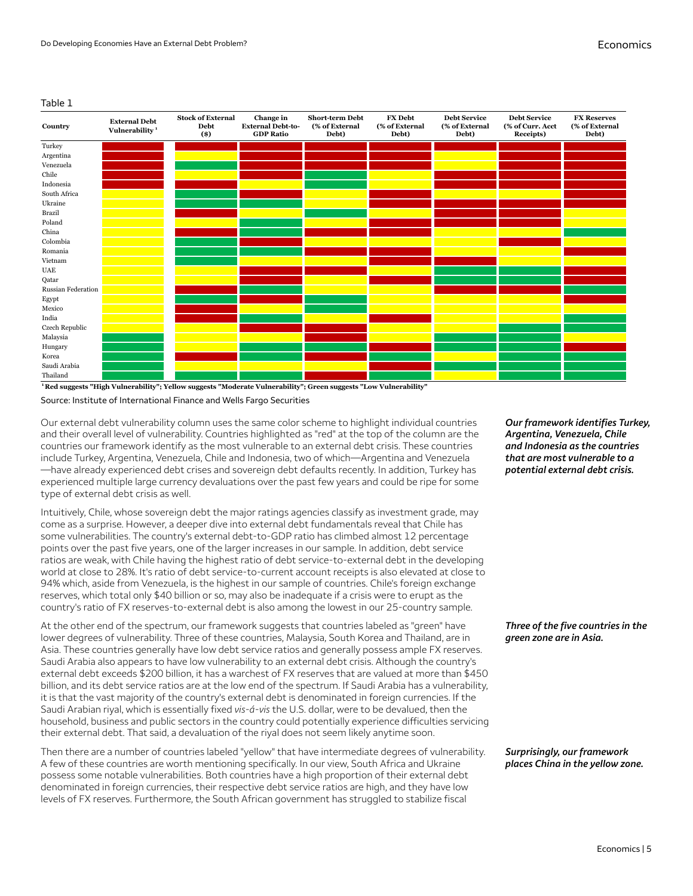Table 1

| Country | External Debt Vulnerability[1] | Stock of External Debt ($) | Change in External Debt-to-GDP Ratio | Short-term Debt (% of External Debt) | FX Debt (% of External Debt) | Debt Service (% of External Debt) | Debt Service (% of Curr. Acct Receipts) | FX Reserves (% of External Debt) |
|---|---|---|---|---|---|---|---|---|
| Turkey | Red | Red | Red | Red | Red | Red | Red | Red |
| Argentina | Red | Yellow | Red | Red | Red | Yellow | Red | Red |
| Venezuela | Red | Green | Red | Red | Red | Yellow | Red | Red |
| Chile | Red | Yellow | Red | Green | Yellow | Red | Red | Red |
| Indonesia | Red | Red | Yellow | Green | Yellow | Red | Red | Red |
| South Africa | Yellow | Green | Red | Yellow | Red | Yellow | Yellow | Red |
| Ukraine | Yellow | Green | Green | Yellow | Red | Red | Red | Red |
| Brazil | Yellow | Red | Yellow | Green | Yellow | Red | Red | Yellow |
| Poland | Yellow | Yellow | Green | Yellow | Red | Red | Red | Yellow |
| China | Yellow | Red | Green | Red | Red | Yellow | Yellow | Green |
| Colombia | Yellow | Green | Red | Yellow | Yellow | Yellow | Red | Yellow |
| Romania | Yellow | Green | Green | Red | Red | Yellow | Yellow | Red |
| Vietnam | Yellow | Green | Yellow | Yellow | Red | Red | Yellow | Yellow |
| UAE | Yellow | Yellow | Red | Red | Yellow | Green | Green | Red |
| Qatar | Yellow | Yellow | Red | Yellow | Red | Green | Green | Red |
| Russian Federation | Yellow | Red | Green | Yellow | Yellow | Red | Red | Green |
| Egypt | Yellow | Green | Red | Green | Yellow | Yellow | Yellow | Red |
| Mexico | Yellow | Red | Yellow | Green | Yellow | Yellow | Yellow | Yellow |
| India | Yellow | Red | Green | Yellow | Red | Yellow | Yellow | Green |
| Czech Republic | Yellow | Yellow | Red | Red | Yellow | Yellow | Green | Green |
| Malaysia | Green | Yellow | Yellow | Red | Yellow | Green | Green | Yellow |
| Hungary | Green | Yellow | Green | Green | Red | Green | Green | Red |
| Korea | Green | Red | Green | Red | Green | Yellow | Green | Green |
| Saudi Arabia | Green | Yellow | Yellow | Yellow | Red | Green | Green | Green |
| Thailand | Green | Green | Green | Red | Green | Yellow | Green | Green |

[1] **Red suggests "High Vulnerability"; Yellow suggests "Moderate Vulnerability"; Green suggests "Low Vulnerability"**

Source: Institute of International Finance and Wells Fargo Securities

*Our framework identifies Turkey, Argentina, Venezuela, Chile and Indonesia as the countries that are most vulnerable to a potential external debt crisis.*

Our external debt vulnerability column uses the same color scheme to highlight individual countries and their overall level of vulnerability. Countries highlighted as "red" at the top of the column are the countries our framework identify as the most vulnerable to an external debt crisis. These countries include Turkey, Argentina, Venezuela, Chile and Indonesia, two of which—Argentina and Venezuela—have already experienced debt crises and sovereign debt defaults recently. In addition, Turkey has experienced multiple large currency devaluations over the past few years and could be ripe for some type of external debt crisis as well.

Intuitively, Chile, whose sovereign debt the major ratings agencies classify as investment grade, may come as a surprise. However, a deeper dive into external debt fundamentals reveal that Chile has some vulnerabilities. The country's external debt-to-GDP ratio has climbed almost 12 percentage points over the past five years, one of the larger increases in our sample. In addition, debt service ratios are weak, with Chile having the highest ratio of debt service-to-external debt in the developing world at close to 28%. It's ratio of debt service-to-current account receipts is also elevated at close to 94% which, aside from Venezuela, is the highest in our sample of countries. Chile's foreign exchange reserves, which total only $40 billion or so, may also be inadequate if a crisis were to erupt as the country's ratio of FX reserves-to-external debt is also among the lowest in our 25-country sample.

*Three of the five countries in the green zone are in Asia.*

At the other end of the spectrum, our framework suggests that countries labeled as "green" have lower degrees of vulnerability. Three of these countries, Malaysia, South Korea and Thailand, are in Asia. These countries generally have low debt service ratios and generally possess ample FX reserves. Saudi Arabia also appears to have low vulnerability to an external debt crisis. Although the country's external debt exceeds $200 billion, it has a warchest of FX reserves that are valued at more than $450 billion, and its debt service ratios are at the low end of the spectrum. If Saudi Arabia has a vulnerability, it is that the vast majority of the country's external debt is denominated in foreign currencies. If the Saudi Arabian riyal, which is essentially fixed *vis-á-vis* the U.S. dollar, were to be devalued, then the household, business and public sectors in the country could potentially experience difficulties servicing their external debt. That said, a devaluation of the riyal does not seem likely anytime soon.

*Surprisingly, our framework places China in the yellow zone.*

Then there are a number of countries labeled "yellow" that have intermediate degrees of vulnerability. A few of these countries are worth mentioning specifically. In our view, South Africa and Ukraine possess some notable vulnerabilities. Both countries have a high proportion of their external debt denominated in foreign currencies, their respective debt service ratios are high, and they have low levels of FX reserves. Furthermore, the South African government has struggled to stabilize fiscal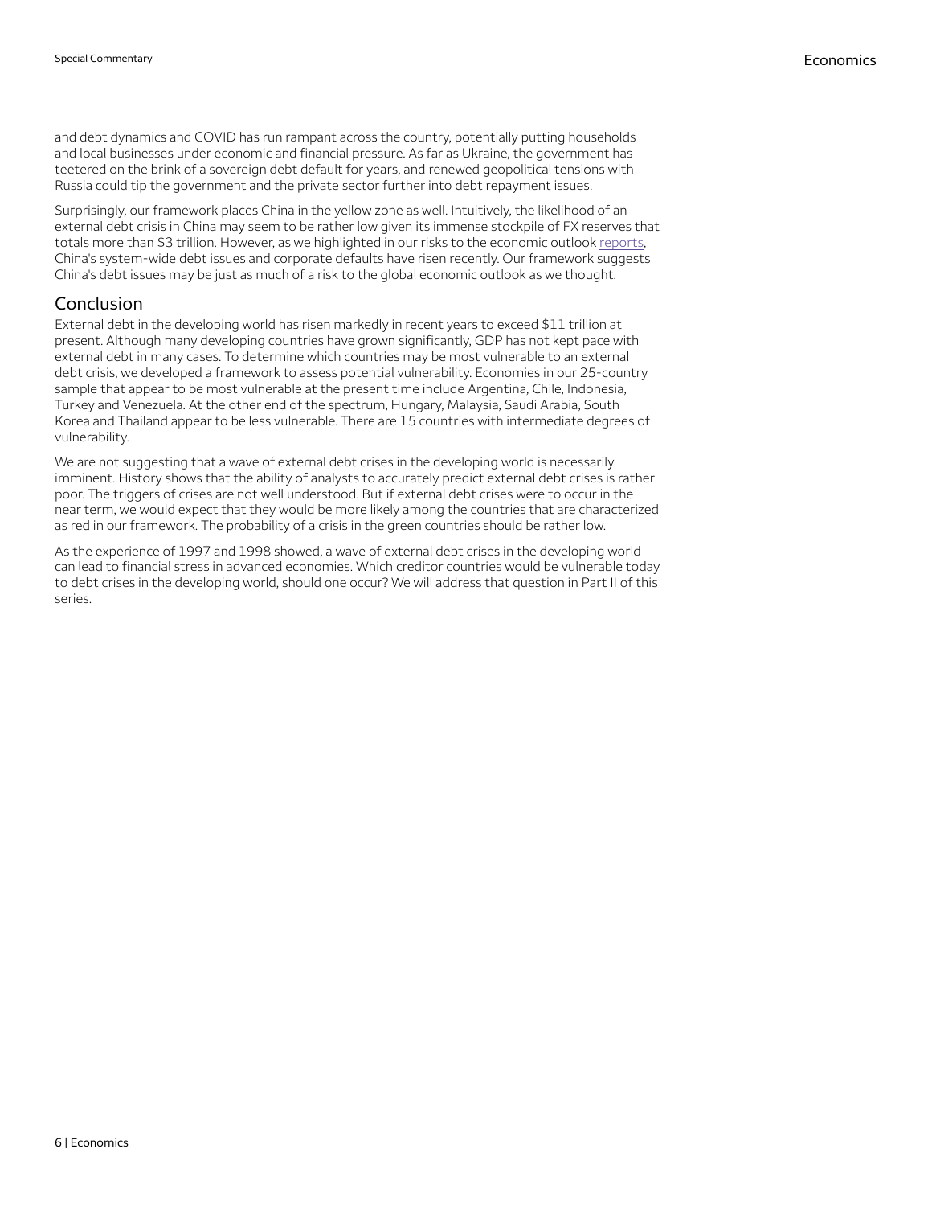and debt dynamics and COVID has run rampant across the country, potentially putting households and local businesses under economic and financial pressure. As far as Ukraine, the government has teetered on the brink of a sovereign debt default for years, and renewed geopolitical tensions with Russia could tip the government and the private sector further into debt repayment issues.

Surprisingly, our framework places China in the yellow zone as well. Intuitively, the likelihood of an external debt crisis in China may seem to be rather low given its immense stockpile of FX reserves that totals more than $3 trillion. However, as we highlighted in our risks to the economic outlook reports, China's system-wide debt issues and corporate defaults have risen recently. Our framework suggests China's debt issues may be just as much of a risk to the global economic outlook as we thought.

## Conclusion

External debt in the developing world has risen markedly in recent years to exceed $11 trillion at present. Although many developing countries have grown significantly, GDP has not kept pace with external debt in many cases. To determine which countries may be most vulnerable to an external debt crisis, we developed a framework to assess potential vulnerability. Economies in our 25-country sample that appear to be most vulnerable at the present time include Argentina, Chile, Indonesia, Turkey and Venezuela. At the other end of the spectrum, Hungary, Malaysia, Saudi Arabia, South Korea and Thailand appear to be less vulnerable. There are 15 countries with intermediate degrees of vulnerability.

We are not suggesting that a wave of external debt crises in the developing world is necessarily imminent. History shows that the ability of analysts to accurately predict external debt crises is rather poor. The triggers of crises are not well understood. But if external debt crises were to occur in the near term, we would expect that they would be more likely among the countries that are characterized as red in our framework. The probability of a crisis in the green countries should be rather low.

As the experience of 1997 and 1998 showed, a wave of external debt crises in the developing world can lead to financial stress in advanced economies. Which creditor countries would be vulnerable today to debt crises in the developing world, should one occur? We will address that question in Part II of this series.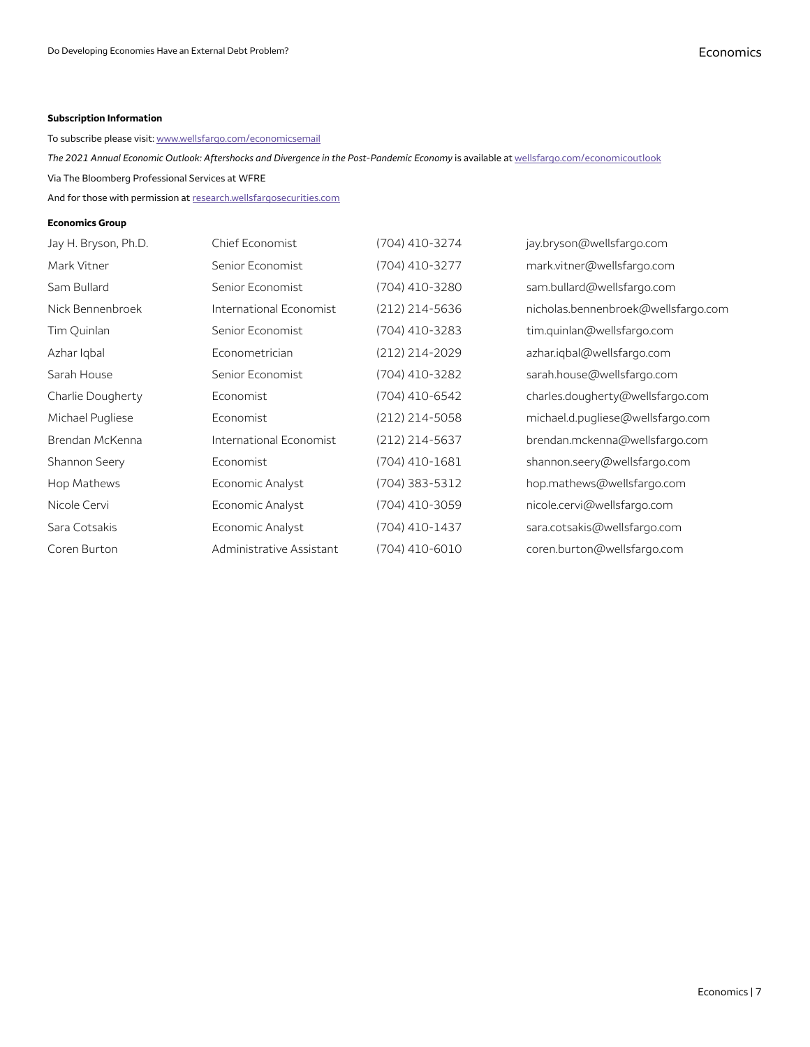**Subscription Information**

To subscribe please visit: [www.wellsfargo.com/economicsemail](www.wellsfargo.com/economicsemail)

*The 2021 Annual Economic Outlook: Aftershocks and Divergence in the Post-Pandemic Economy* is available at [wellsfargo.com/economicoutlook](wellsfargo.com/economicoutlook)

Via The Bloomberg Professional Services at WFRE

And for those with permission at [research.wellsfargosecurities.com](research.wellsfargosecurities.com)

**Economics Group**

| | | | |
|---|---|---|---|
| Jay H. Bryson, Ph.D. | Chief Economist | (704) 410-3274 | jay.bryson@wellsfargo.com |
| Mark Vitner | Senior Economist | (704) 410-3277 | mark.vitner@wellsfargo.com |
| Sam Bullard | Senior Economist | (704) 410-3280 | sam.bullard@wellsfargo.com |
| Nick Bennenbroek | International Economist | (212) 214-5636 | nicholas.bennenbroek@wellsfargo.com |
| Tim Quinlan | Senior Economist | (704) 410-3283 | tim.quinlan@wellsfargo.com |
| Azhar Iqbal | Econometrician | (212) 214-2029 | azhar.iqbal@wellsfargo.com |
| Sarah House | Senior Economist | (704) 410-3282 | sarah.house@wellsfargo.com |
| Charlie Dougherty | Economist | (704) 410-6542 | charles.dougherty@wellsfargo.com |
| Michael Pugliese | Economist | (212) 214-5058 | michael.d.pugliese@wellsfargo.com |
| Brendan McKenna | International Economist | (212) 214-5637 | brendan.mckenna@wellsfargo.com |
| Shannon Seery | Economist | (704) 410-1681 | shannon.seery@wellsfargo.com |
| Hop Mathews | Economic Analyst | (704) 383-5312 | hop.mathews@wellsfargo.com |
| Nicole Cervi | Economic Analyst | (704) 410-3059 | nicole.cervi@wellsfargo.com |
| Sara Cotsakis | Economic Analyst | (704) 410-1437 | sara.cotsakis@wellsfargo.com |
| Coren Burton | Administrative Assistant | (704) 410-6010 | coren.burton@wellsfargo.com |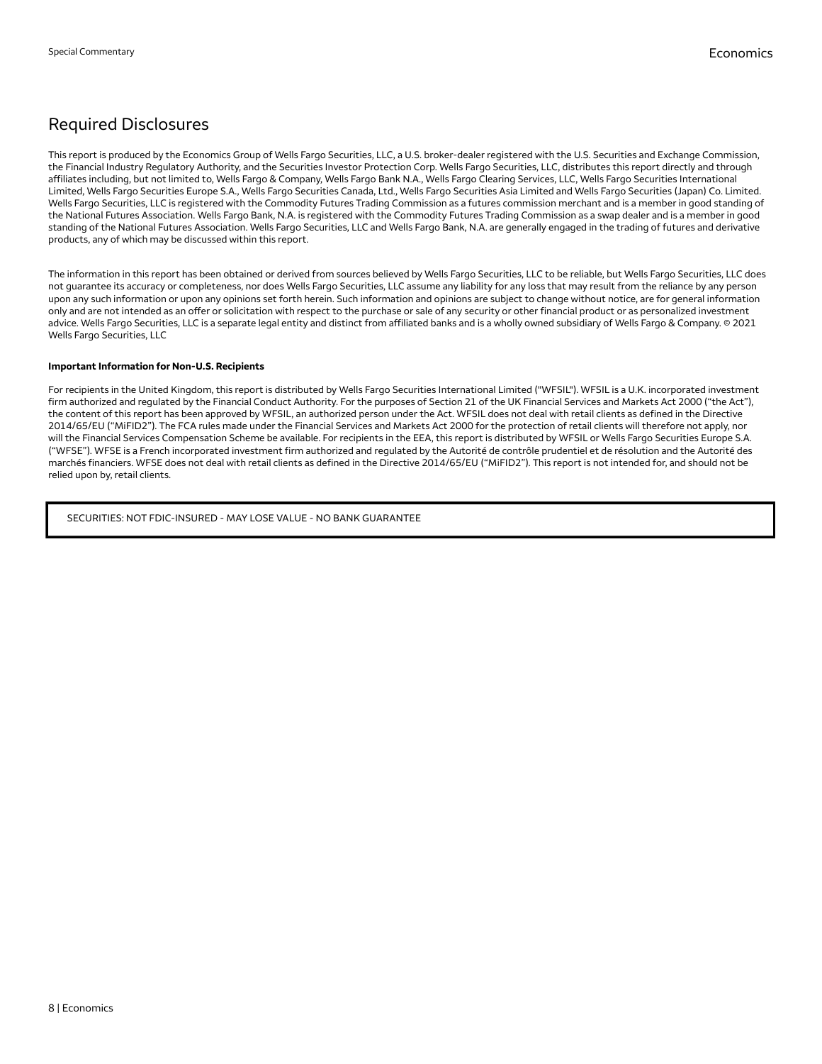# Required Disclosures

This report is produced by the Economics Group of Wells Fargo Securities, LLC, a U.S. broker-dealer registered with the U.S. Securities and Exchange Commission, the Financial Industry Regulatory Authority, and the Securities Investor Protection Corp. Wells Fargo Securities, LLC, distributes this report directly and through affiliates including, but not limited to, Wells Fargo & Company, Wells Fargo Bank N.A., Wells Fargo Clearing Services, LLC, Wells Fargo Securities International Limited, Wells Fargo Securities Europe S.A., Wells Fargo Securities Canada, Ltd., Wells Fargo Securities Asia Limited and Wells Fargo Securities (Japan) Co. Limited. Wells Fargo Securities, LLC is registered with the Commodity Futures Trading Commission as a futures commission merchant and is a member in good standing of the National Futures Association. Wells Fargo Bank, N.A. is registered with the Commodity Futures Trading Commission as a swap dealer and is a member in good standing of the National Futures Association. Wells Fargo Securities, LLC and Wells Fargo Bank, N.A. are generally engaged in the trading of futures and derivative products, any of which may be discussed within this report.

The information in this report has been obtained or derived from sources believed by Wells Fargo Securities, LLC to be reliable, but Wells Fargo Securities, LLC does not guarantee its accuracy or completeness, nor does Wells Fargo Securities, LLC assume any liability for any loss that may result from the reliance by any person upon any such information or upon any opinions set forth herein. Such information and opinions are subject to change without notice, are for general information only and are not intended as an offer or solicitation with respect to the purchase or sale of any security or other financial product or as personalized investment advice. Wells Fargo Securities, LLC is a separate legal entity and distinct from affiliated banks and is a wholly owned subsidiary of Wells Fargo & Company. © 2021 Wells Fargo Securities, LLC

**Important Information for Non-U.S. Recipients**

For recipients in the United Kingdom, this report is distributed by Wells Fargo Securities International Limited ("WFSIL"). WFSIL is a U.K. incorporated investment firm authorized and regulated by the Financial Conduct Authority. For the purposes of Section 21 of the UK Financial Services and Markets Act 2000 ("the Act"), the content of this report has been approved by WFSIL, an authorized person under the Act. WFSIL does not deal with retail clients as defined in the Directive 2014/65/EU ("MiFID2"). The FCA rules made under the Financial Services and Markets Act 2000 for the protection of retail clients will therefore not apply, nor will the Financial Services Compensation Scheme be available. For recipients in the EEA, this report is distributed by WFSIL or Wells Fargo Securities Europe S.A. ("WFSE"). WFSE is a French incorporated investment firm authorized and regulated by the Autorité de contrôle prudentiel et de résolution and the Autorité des marchés financiers. WFSE does not deal with retail clients as defined in the Directive 2014/65/EU ("MiFID2"). This report is not intended for, and should not be relied upon by, retail clients.

SECURITIES: NOT FDIC-INSURED - MAY LOSE VALUE - NO BANK GUARANTEE